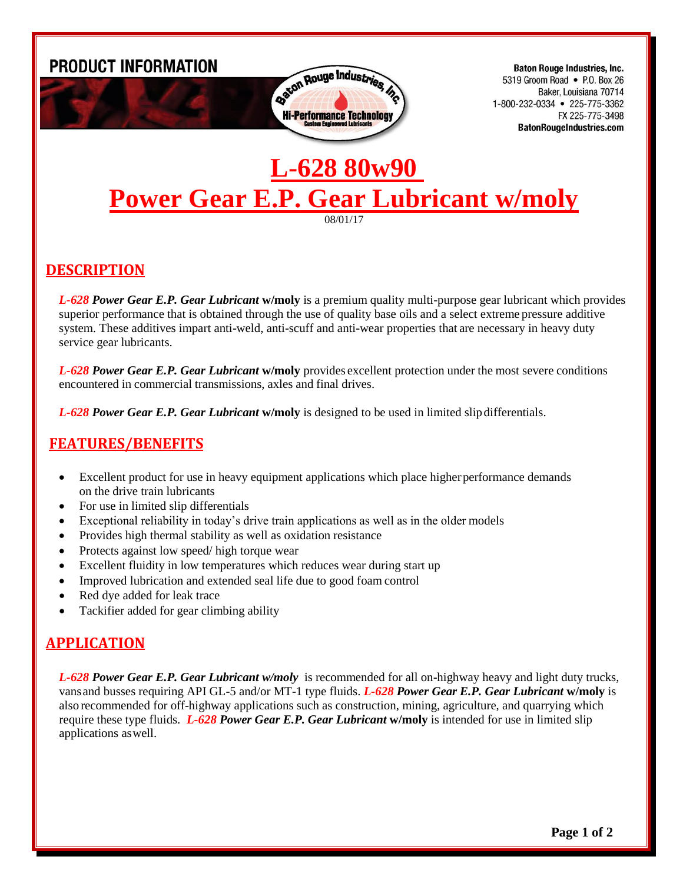PRODUCT INFORMATION

Baton Rouge Industries, Inc.
5319 Groom Road • P.O. Box 26
Baker, Louisiana 70714
1-800-232-0334 • 225-775-3362
FX 225-775-3498
BatonRougeIndustries.com

# L-628 80w90
# Power Gear E.P. Gear Lubricant w/moly

08/01/17

## DESCRIPTION

***L-628 Power Gear E.P. Gear Lubricant* w/moly** is a premium quality multi-purpose gear lubricant which provides superior performance that is obtained through the use of quality base oils and a select extreme pressure additive system. These additives impart anti-weld, anti-scuff and anti-wear properties that are necessary in heavy duty service gear lubricants.

***L-628 Power Gear E.P. Gear Lubricant* w/moly** provides excellent protection under the most severe conditions encountered in commercial transmissions, axles and final drives.

***L-628 Power Gear E.P. Gear Lubricant* w/moly** is designed to be used in limited slip differentials.

## FEATURES/BENEFITS

- Excellent product for use in heavy equipment applications which place higher performance demands on the drive train lubricants
- For use in limited slip differentials
- Exceptional reliability in today's drive train applications as well as in the older models
- Provides high thermal stability as well as oxidation resistance
- Protects against low speed/ high torque wear
- Excellent fluidity in low temperatures which reduces wear during start up
- Improved lubrication and extended seal life due to good foam control
- Red dye added for leak trace
- Tackifier added for gear climbing ability

## APPLICATION

***L-628 Power Gear E.P. Gear Lubricant w/moly*** is recommended for all on-highway heavy and light duty trucks, vans and busses requiring API GL-5 and/or MT-1 type fluids. ***L-628 Power Gear E.P. Gear Lubricant* w/moly** is also recommended for off-highway applications such as construction, mining, agriculture, and quarrying which require these type fluids. ***L-628 Power Gear E.P. Gear Lubricant* w/moly** is intended for use in limited slip applications as well.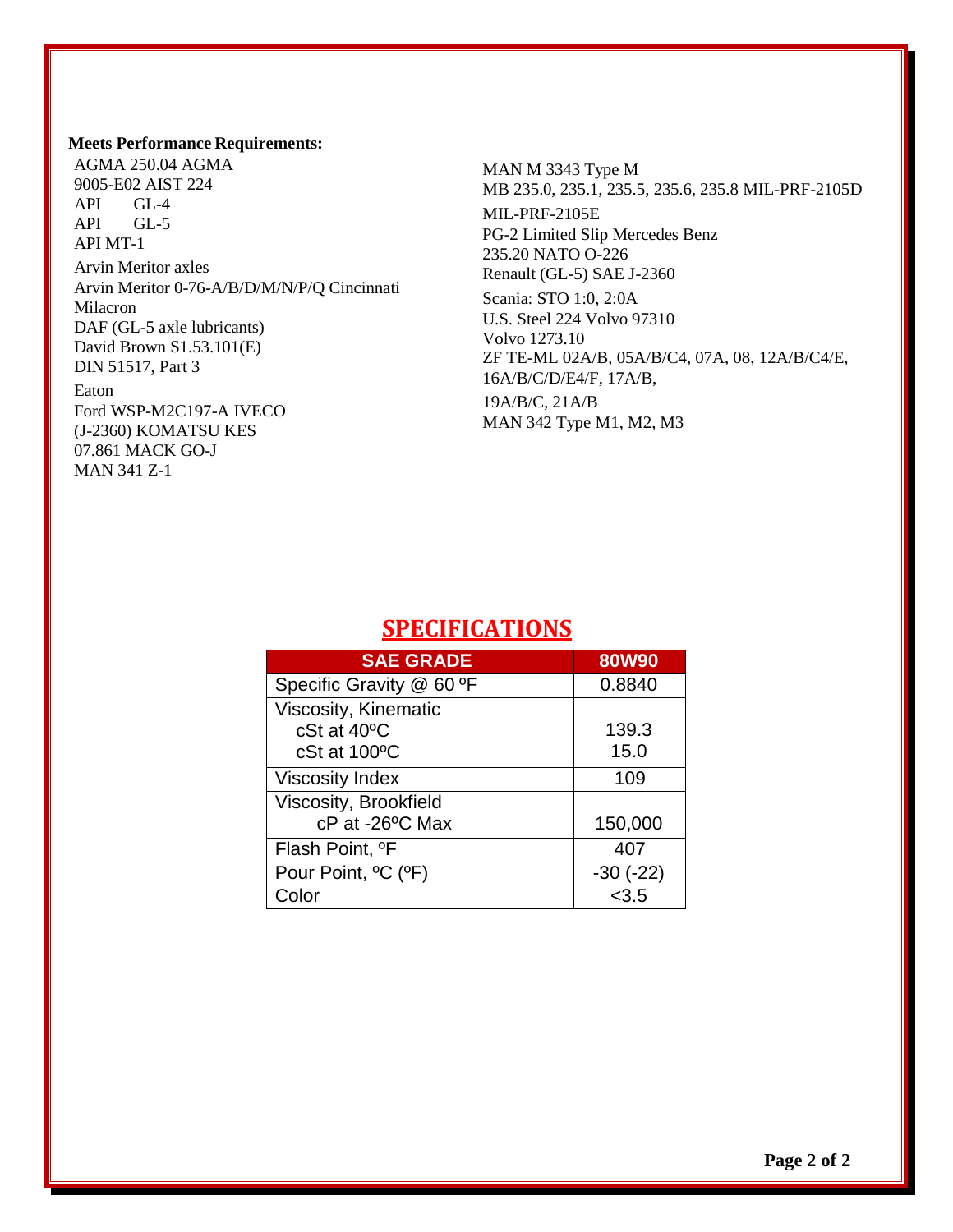**Meets Performance Requirements:**

AGMA 250.04 AGMA
9005-E02 AIST 224
API GL-4
API GL-5
API MT-1

Arvin Meritor axles
Arvin Meritor 0-76-A/B/D/M/N/P/Q Cincinnati Milacron
DAF (GL-5 axle lubricants)
David Brown S1.53.101(E)
DIN 51517, Part 3

Eaton
Ford WSP-M2C197-A IVECO
(J-2360) KOMATSU KES
07.861 MACK GO-J
MAN 341 Z-1

MAN M 3343 Type M
MB 235.0, 235.1, 235.5, 235.6, 235.8 MIL-PRF-2105D

MIL-PRF-2105E
PG-2 Limited Slip Mercedes Benz
235.20 NATO O-226
Renault (GL-5) SAE J-2360

Scania: STO 1:0, 2:0A
U.S. Steel 224 Volvo 97310
Volvo 1273.10
ZF TE-ML 02A/B, 05A/B/C4, 07A, 08, 12A/B/C4/E, 16A/B/C/D/E4/F, 17A/B,

19A/B/C, 21A/B
MAN 342 Type M1, M2, M3

## SPECIFICATIONS

| SAE GRADE | 80W90 |
|---|---|
| Specific Gravity @ 60 ºF | 0.8840 |
| Viscosity, Kinematic<br>cSt at 40ºC<br>cSt at 100ºC | <br>139.3<br>15.0 |
| Viscosity Index | 109 |
| Viscosity, Brookfield<br>cP at -26ºC Max | <br>150,000 |
| Flash Point, ºF | 407 |
| Pour Point, ºC (ºF) | -30 (-22) |
| Color | <3.5 |